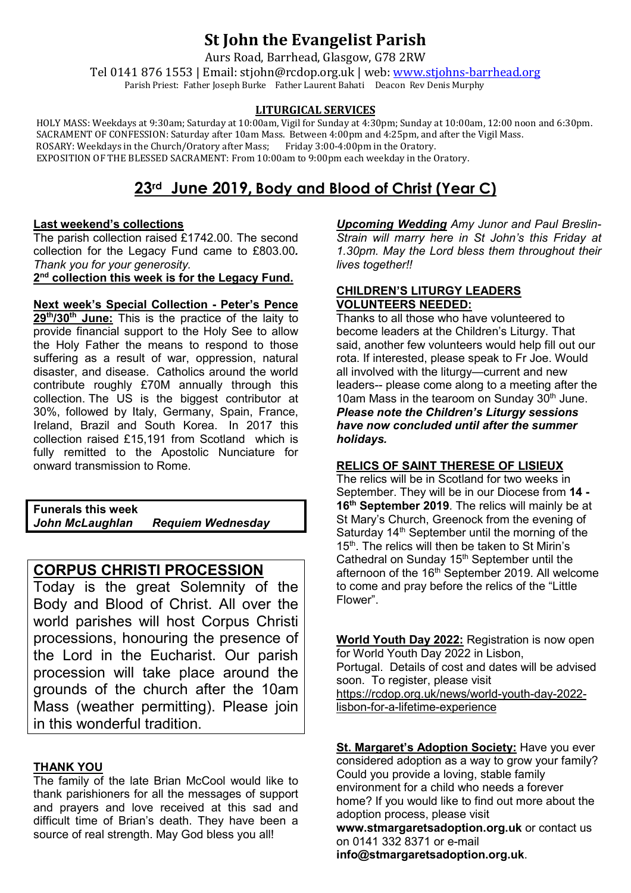# St John the Evangelist Parish

Aurs Road, Barrhead, Glasgow, G78 2RW

Tel 0141 876 1553 | Email: stjohn@rcdop.org.uk | web: www.stjohns-barrhead.org

Parish Priest: Father Joseph Burke Father Laurent Bahati Deacon Rev Denis Murphy

**LITURGICAL SERVICES**

HOLY MASS: Weekdays at 9:30am; Saturday at 10:00am, Vigil for Sunday at 4:30pm; Sunday at 10:00am, 12:00 noon and 6:30pm.
SACRAMENT OF CONFESSION: Saturday after 10am Mass. Between 4:00pm and 4:25pm, and after the Vigil Mass.
ROSARY: Weekdays in the Church/Oratory after Mass; Friday 3:00-4:00pm in the Oratory.
EXPOSITION OF THE BLESSED SACRAMENT: From 10:00am to 9:00pm each weekday in the Oratory.

## 23rd June 2019, Body and Blood of Christ (Year C)

**Last weekend's collections**

The parish collection raised £1742.00. The second collection for the Legacy Fund came to £803.00*. Thank you for your generosity.*

**2nd collection this week is for the Legacy Fund.**

**Next week's Special Collection - Peter's Pence 29th/30th June:** This is the practice of the laity to provide financial support to the Holy See to allow the Holy Father the means to respond to those suffering as a result of war, oppression, natural disaster, and disease. Catholics around the world contribute roughly £70M annually through this collection. The US is the biggest contributor at 30%, followed by Italy, Germany, Spain, France, Ireland, Brazil and South Korea. In 2017 this collection raised £15,191 from Scotland which is fully remitted to the Apostolic Nunciature for onward transmission to Rome.

**Funerals this week**
***John McLaughlan Requiem Wednesday***

## CORPUS CHRISTI PROCESSION

Today is the great Solemnity of the Body and Blood of Christ. All over the world parishes will host Corpus Christi processions, honouring the presence of the Lord in the Eucharist. Our parish procession will take place around the grounds of the church after the 10am Mass (weather permitting). Please join in this wonderful tradition.

**THANK YOU**

The family of the late Brian McCool would like to thank parishioners for all the messages of support and prayers and love received at this sad and difficult time of Brian's death. They have been a source of real strength. May God bless you all!

***Upcoming Wedding*** *Amy Junor and Paul Breslin-Strain will marry here in St John's this Friday at 1.30pm. May the Lord bless them throughout their lives together!!*

**CHILDREN'S LITURGY LEADERS VOLUNTEERS NEEDED:**

Thanks to all those who have volunteered to become leaders at the Children's Liturgy. That said, another few volunteers would help fill out our rota. If interested, please speak to Fr Joe. Would all involved with the liturgy—current and new leaders-- please come along to a meeting after the 10am Mass in the tearoom on Sunday 30th June.
***Please note the Children's Liturgy sessions have now concluded until after the summer holidays.***

**RELICS OF SAINT THERESE OF LISIEUX**

The relics will be in Scotland for two weeks in September. They will be in our Diocese from **14 - 16th September 2019**. The relics will mainly be at St Mary's Church, Greenock from the evening of Saturday 14th September until the morning of the 15th. The relics will then be taken to St Mirin's Cathedral on Sunday 15th September until the afternoon of the 16th September 2019. All welcome to come and pray before the relics of the "Little Flower".

**World Youth Day 2022:** Registration is now open for World Youth Day 2022 in Lisbon, Portugal. Details of cost and dates will be advised soon. To register, please visit https://rcdop.org.uk/news/world-youth-day-2022-lisbon-for-a-lifetime-experience

**St. Margaret's Adoption Society:** Have you ever considered adoption as a way to grow your family? Could you provide a loving, stable family environment for a child who needs a forever home? If you would like to find out more about the adoption process, please visit **www.stmargaretsadoption.org.uk** or contact us on 0141 332 8371 or e-mail **info@stmargaretsadoption.org.uk**.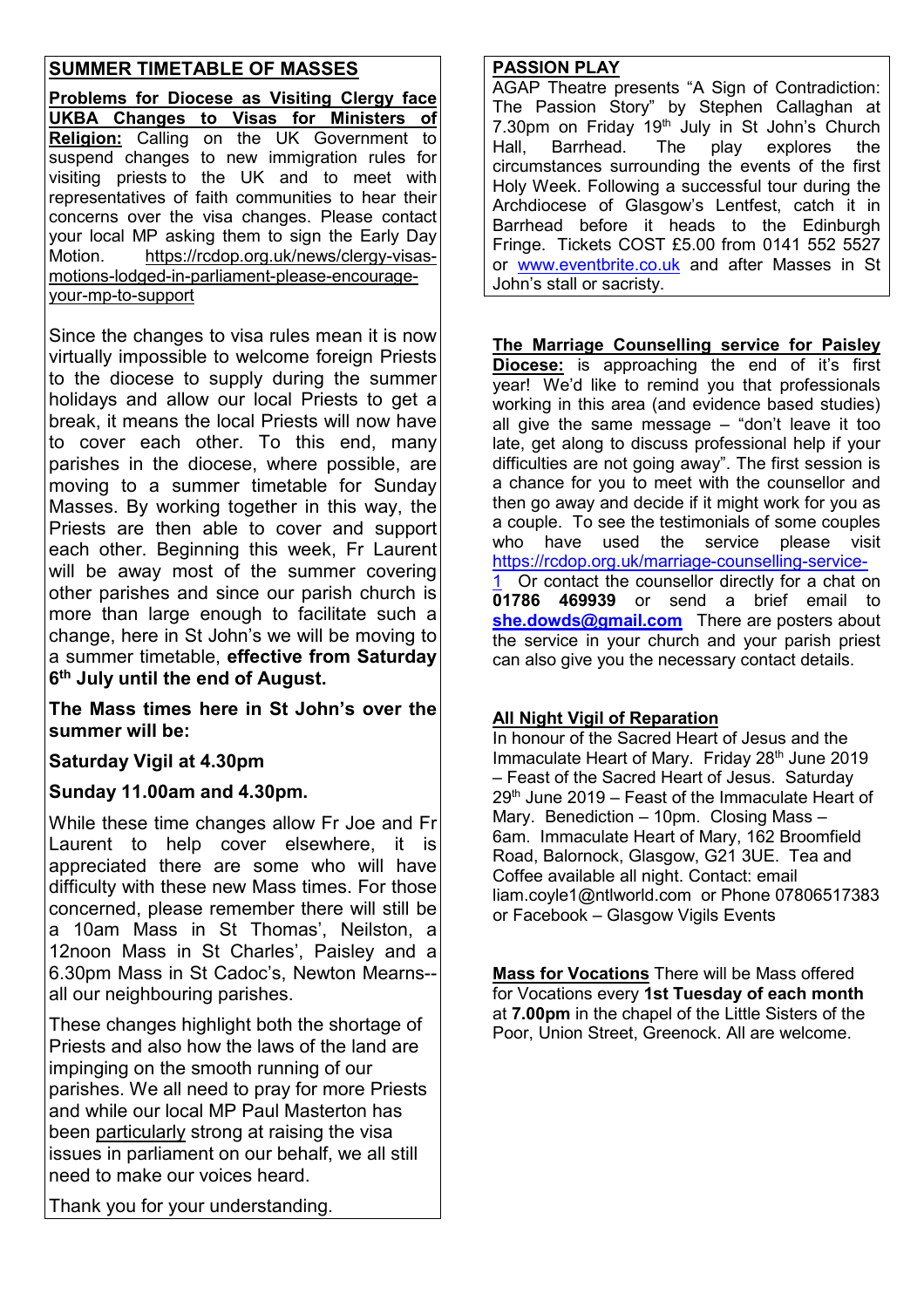## SUMMER TIMETABLE OF MASSES

**Problems for Diocese as Visiting Clergy face UKBA Changes to Visas for Ministers of Religion:** Calling on the UK Government to suspend changes to new immigration rules for visiting priests to the UK and to meet with representatives of faith communities to hear their concerns over the visa changes. Please contact your local MP asking them to sign the Early Day Motion. https://rcdop.org.uk/news/clergy-visas-motions-lodged-in-parliament-please-encourage-your-mp-to-support

Since the changes to visa rules mean it is now virtually impossible to welcome foreign Priests to the diocese to supply during the summer holidays and allow our local Priests to get a break, it means the local Priests will now have to cover each other. To this end, many parishes in the diocese, where possible, are moving to a summer timetable for Sunday Masses. By working together in this way, the Priests are then able to cover and support each other. Beginning this week, Fr Laurent will be away most of the summer covering other parishes and since our parish church is more than large enough to facilitate such a change, here in St John's we will be moving to a summer timetable, **effective from Saturday 6th July until the end of August.**

**The Mass times here in St John's over the summer will be:**

**Saturday Vigil at 4.30pm**

**Sunday 11.00am and 4.30pm.**

While these time changes allow Fr Joe and Fr Laurent to help cover elsewhere, it is appreciated there are some who will have difficulty with these new Mass times. For those concerned, please remember there will still be a 10am Mass in St Thomas', Neilston, a 12noon Mass in St Charles', Paisley and a 6.30pm Mass in St Cadoc's, Newton Mearns--all our neighbouring parishes.

These changes highlight both the shortage of Priests and also how the laws of the land are impinging on the smooth running of our parishes. We all need to pray for more Priests and while our local MP Paul Masterton has been particularly strong at raising the visa issues in parliament on our behalf, we all still need to make our voices heard.

Thank you for your understanding.

## PASSION PLAY

AGAP Theatre presents "A Sign of Contradiction: The Passion Story" by Stephen Callaghan at 7.30pm on Friday 19th July in St John's Church Hall, Barrhead. The play explores the circumstances surrounding the events of the first Holy Week. Following a successful tour during the Archdiocese of Glasgow's Lentfest, catch it in Barrhead before it heads to the Edinburgh Fringe. Tickets COST £5.00 from 0141 552 5527 or www.eventbrite.co.uk and after Masses in St John's stall or sacristy.

**The Marriage Counselling service for Paisley Diocese:** is approaching the end of it's first year! We'd like to remind you that professionals working in this area (and evidence based studies) all give the same message – "don't leave it too late, get along to discuss professional help if your difficulties are not going away". The first session is a chance for you to meet with the counsellor and then go away and decide if it might work for you as a couple. To see the testimonials of some couples who have used the service please visit https://rcdop.org.uk/marriage-counselling-service-1 Or contact the counsellor directly for a chat on **01786 469939** or send a brief email to **she.dowds@gmail.com** There are posters about the service in your church and your parish priest can also give you the necessary contact details.

**All Night Vigil of Reparation**

In honour of the Sacred Heart of Jesus and the Immaculate Heart of Mary. Friday 28th June 2019 – Feast of the Sacred Heart of Jesus. Saturday 29th June 2019 – Feast of the Immaculate Heart of Mary. Benediction – 10pm. Closing Mass – 6am. Immaculate Heart of Mary, 162 Broomfield Road, Balornock, Glasgow, G21 3UE. Tea and Coffee available all night. Contact: email liam.coyle1@ntlworld.com or Phone 07806517383 or Facebook – Glasgow Vigils Events

**Mass for Vocations** There will be Mass offered for Vocations every **1st Tuesday of each month** at **7.00pm** in the chapel of the Little Sisters of the Poor, Union Street, Greenock. All are welcome.